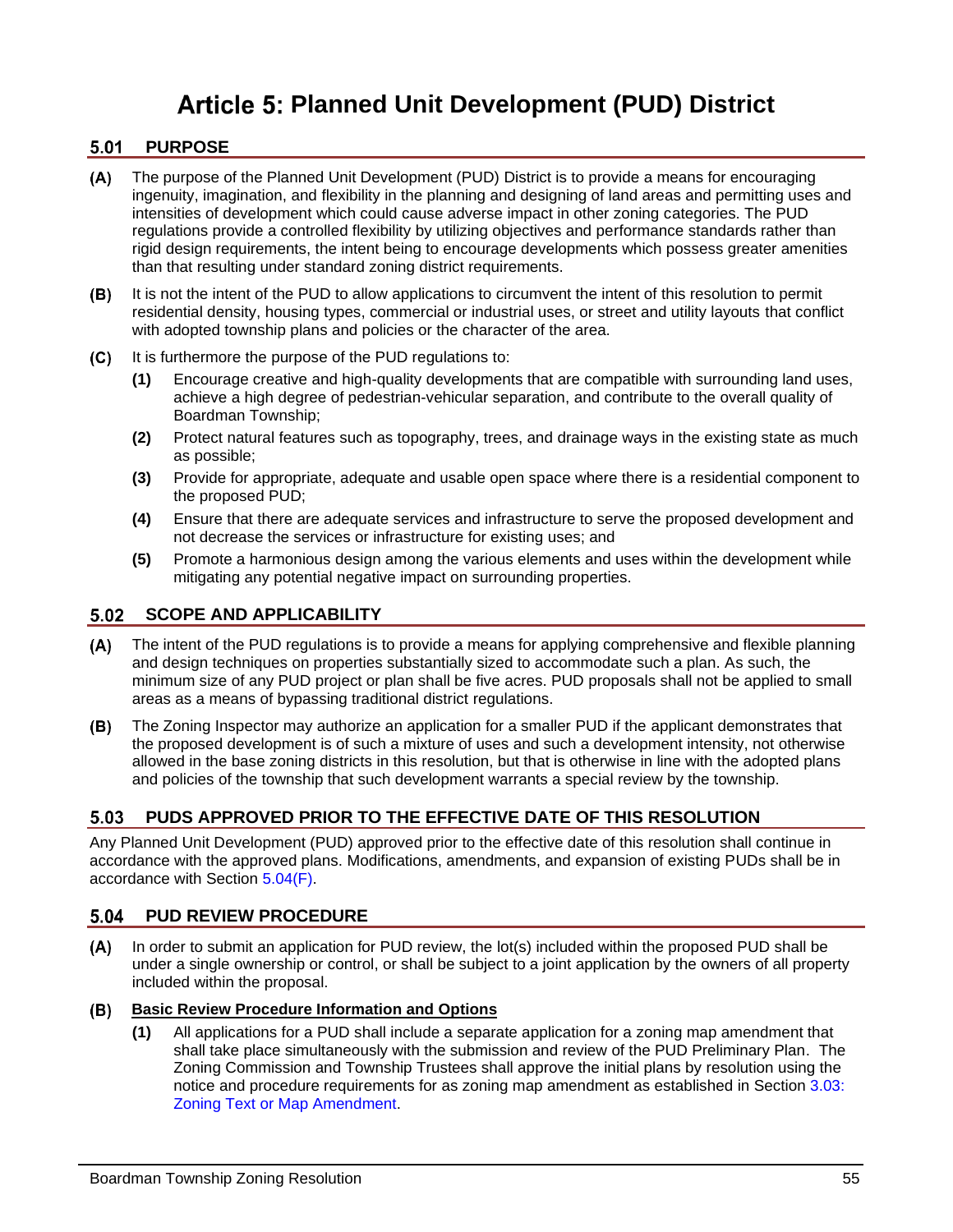# Article 5: Planned Unit Development (PUD) District

## 5.01 PURPOSE

**(A)** The purpose of the Planned Unit Development (PUD) District is to provide a means for encouraging ingenuity, imagination, and flexibility in the planning and designing of land areas and permitting uses and intensities of development which could cause adverse impact in other zoning categories. The PUD regulations provide a controlled flexibility by utilizing objectives and performance standards rather than rigid design requirements, the intent being to encourage developments which possess greater amenities than that resulting under standard zoning district requirements.

**(B)** It is not the intent of the PUD to allow applications to circumvent the intent of this resolution to permit residential density, housing types, commercial or industrial uses, or street and utility layouts that conflict with adopted township plans and policies or the character of the area.

**(C)** It is furthermore the purpose of the PUD regulations to:

- **(1)** Encourage creative and high-quality developments that are compatible with surrounding land uses, achieve a high degree of pedestrian-vehicular separation, and contribute to the overall quality of Boardman Township;
- **(2)** Protect natural features such as topography, trees, and drainage ways in the existing state as much as possible;
- **(3)** Provide for appropriate, adequate and usable open space where there is a residential component to the proposed PUD;
- **(4)** Ensure that there are adequate services and infrastructure to serve the proposed development and not decrease the services or infrastructure for existing uses; and
- **(5)** Promote a harmonious design among the various elements and uses within the development while mitigating any potential negative impact on surrounding properties.

## 5.02 SCOPE AND APPLICABILITY

**(A)** The intent of the PUD regulations is to provide a means for applying comprehensive and flexible planning and design techniques on properties substantially sized to accommodate such a plan. As such, the minimum size of any PUD project or plan shall be five acres. PUD proposals shall not be applied to small areas as a means of bypassing traditional district regulations.

**(B)** The Zoning Inspector may authorize an application for a smaller PUD if the applicant demonstrates that the proposed development is of such a mixture of uses and such a development intensity, not otherwise allowed in the base zoning districts in this resolution, but that is otherwise in line with the adopted plans and policies of the township that such development warrants a special review by the township.

## 5.03 PUDS APPROVED PRIOR TO THE EFFECTIVE DATE OF THIS RESOLUTION

Any Planned Unit Development (PUD) approved prior to the effective date of this resolution shall continue in accordance with the approved plans. Modifications, amendments, and expansion of existing PUDs shall be in accordance with Section 5.04(F).

## 5.04 PUD REVIEW PROCEDURE

**(A)** In order to submit an application for PUD review, the lot(s) included within the proposed PUD shall be under a single ownership or control, or shall be subject to a joint application by the owners of all property included within the proposal.

**(B)** **<u>Basic Review Procedure Information and Options</u>**

- **(1)** All applications for a PUD shall include a separate application for a zoning map amendment that shall take place simultaneously with the submission and review of the PUD Preliminary Plan. The Zoning Commission and Township Trustees shall approve the initial plans by resolution using the notice and procedure requirements for as zoning map amendment as established in Section 3.03: Zoning Text or Map Amendment.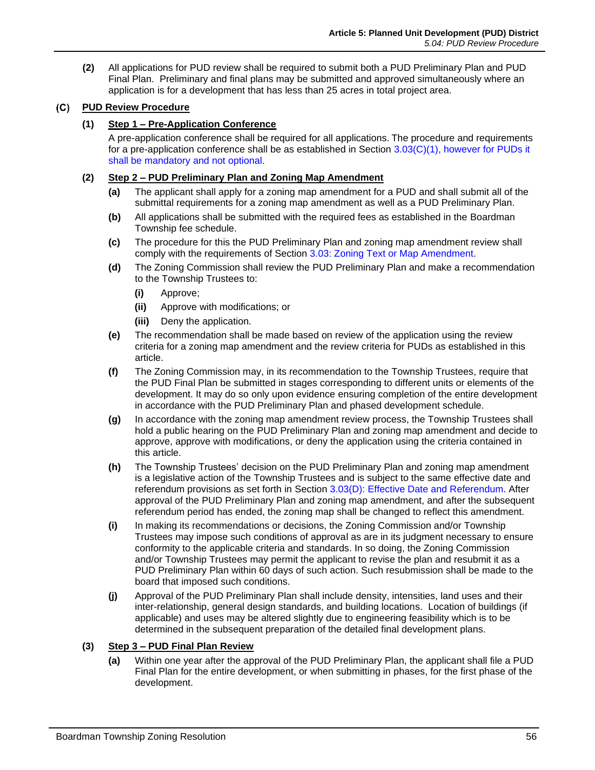**(2)** All applications for PUD review shall be required to submit both a PUD Preliminary Plan and PUD Final Plan. Preliminary and final plans may be submitted and approved simultaneously where an application is for a development that has less than 25 acres in total project area.

### (C) PUD Review Procedure

#### (1) Step 1 – Pre-Application Conference

A pre-application conference shall be required for all applications. The procedure and requirements for a pre-application conference shall be as established in Section 3.03(C)(1), however for PUDs it shall be mandatory and not optional.

#### (2) Step 2 – PUD Preliminary Plan and Zoning Map Amendment

**(a)** The applicant shall apply for a zoning map amendment for a PUD and shall submit all of the submittal requirements for a zoning map amendment as well as a PUD Preliminary Plan.

**(b)** All applications shall be submitted with the required fees as established in the Boardman Township fee schedule.

**(c)** The procedure for this the PUD Preliminary Plan and zoning map amendment review shall comply with the requirements of Section 3.03: Zoning Text or Map Amendment.

**(d)** The Zoning Commission shall review the PUD Preliminary Plan and make a recommendation to the Township Trustees to:

- **(i)** Approve;
- **(ii)** Approve with modifications; or
- **(iii)** Deny the application.

**(e)** The recommendation shall be made based on review of the application using the review criteria for a zoning map amendment and the review criteria for PUDs as established in this article.

**(f)** The Zoning Commission may, in its recommendation to the Township Trustees, require that the PUD Final Plan be submitted in stages corresponding to different units or elements of the development. It may do so only upon evidence ensuring completion of the entire development in accordance with the PUD Preliminary Plan and phased development schedule.

**(g)** In accordance with the zoning map amendment review process, the Township Trustees shall hold a public hearing on the PUD Preliminary Plan and zoning map amendment and decide to approve, approve with modifications, or deny the application using the criteria contained in this article.

**(h)** The Township Trustees' decision on the PUD Preliminary Plan and zoning map amendment is a legislative action of the Township Trustees and is subject to the same effective date and referendum provisions as set forth in Section 3.03(D): Effective Date and Referendum. After approval of the PUD Preliminary Plan and zoning map amendment, and after the subsequent referendum period has ended, the zoning map shall be changed to reflect this amendment.

**(i)** In making its recommendations or decisions, the Zoning Commission and/or Township Trustees may impose such conditions of approval as are in its judgment necessary to ensure conformity to the applicable criteria and standards. In so doing, the Zoning Commission and/or Township Trustees may permit the applicant to revise the plan and resubmit it as a PUD Preliminary Plan within 60 days of such action. Such resubmission shall be made to the board that imposed such conditions.

**(j)** Approval of the PUD Preliminary Plan shall include density, intensities, land uses and their inter-relationship, general design standards, and building locations. Location of buildings (if applicable) and uses may be altered slightly due to engineering feasibility which is to be determined in the subsequent preparation of the detailed final development plans.

#### (3) Step 3 – PUD Final Plan Review

**(a)** Within one year after the approval of the PUD Preliminary Plan, the applicant shall file a PUD Final Plan for the entire development, or when submitting in phases, for the first phase of the development.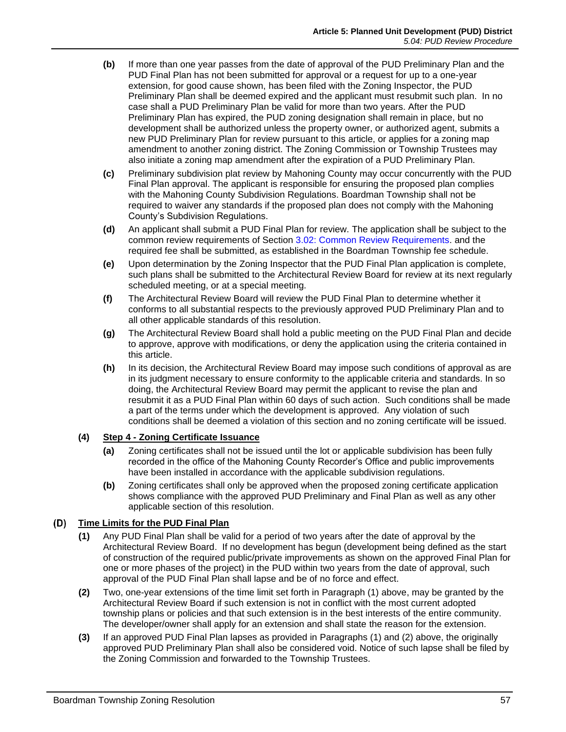**(b)** If more than one year passes from the date of approval of the PUD Preliminary Plan and the PUD Final Plan has not been submitted for approval or a request for up to a one-year extension, for good cause shown, has been filed with the Zoning Inspector, the PUD Preliminary Plan shall be deemed expired and the applicant must resubmit such plan. In no case shall a PUD Preliminary Plan be valid for more than two years. After the PUD Preliminary Plan has expired, the PUD zoning designation shall remain in place, but no development shall be authorized unless the property owner, or authorized agent, submits a new PUD Preliminary Plan for review pursuant to this article, or applies for a zoning map amendment to another zoning district. The Zoning Commission or Township Trustees may also initiate a zoning map amendment after the expiration of a PUD Preliminary Plan.

**(c)** Preliminary subdivision plat review by Mahoning County may occur concurrently with the PUD Final Plan approval. The applicant is responsible for ensuring the proposed plan complies with the Mahoning County Subdivision Regulations. Boardman Township shall not be required to waiver any standards if the proposed plan does not comply with the Mahoning County's Subdivision Regulations.

**(d)** An applicant shall submit a PUD Final Plan for review. The application shall be subject to the common review requirements of Section 3.02: Common Review Requirements. and the required fee shall be submitted, as established in the Boardman Township fee schedule.

**(e)** Upon determination by the Zoning Inspector that the PUD Final Plan application is complete, such plans shall be submitted to the Architectural Review Board for review at its next regularly scheduled meeting, or at a special meeting.

**(f)** The Architectural Review Board will review the PUD Final Plan to determine whether it conforms to all substantial respects to the previously approved PUD Preliminary Plan and to all other applicable standards of this resolution.

**(g)** The Architectural Review Board shall hold a public meeting on the PUD Final Plan and decide to approve, approve with modifications, or deny the application using the criteria contained in this article.

**(h)** In its decision, the Architectural Review Board may impose such conditions of approval as are in its judgment necessary to ensure conformity to the applicable criteria and standards. In so doing, the Architectural Review Board may permit the applicant to revise the plan and resubmit it as a PUD Final Plan within 60 days of such action. Such conditions shall be made a part of the terms under which the development is approved. Any violation of such conditions shall be deemed a violation of this section and no zoning certificate will be issued.

**(4)** **<u>Step 4 - Zoning Certificate Issuance</u>**

**(a)** Zoning certificates shall not be issued until the lot or applicable subdivision has been fully recorded in the office of the Mahoning County Recorder's Office and public improvements have been installed in accordance with the applicable subdivision regulations.

**(b)** Zoning certificates shall only be approved when the proposed zoning certificate application shows compliance with the approved PUD Preliminary and Final Plan as well as any other applicable section of this resolution.

### (D) Time Limits for the PUD Final Plan

**(1)** Any PUD Final Plan shall be valid for a period of two years after the date of approval by the Architectural Review Board. If no development has begun (development being defined as the start of construction of the required public/private improvements as shown on the approved Final Plan for one or more phases of the project) in the PUD within two years from the date of approval, such approval of the PUD Final Plan shall lapse and be of no force and effect.

**(2)** Two, one-year extensions of the time limit set forth in Paragraph (1) above, may be granted by the Architectural Review Board if such extension is not in conflict with the most current adopted township plans or policies and that such extension is in the best interests of the entire community. The developer/owner shall apply for an extension and shall state the reason for the extension.

**(3)** If an approved PUD Final Plan lapses as provided in Paragraphs (1) and (2) above, the originally approved PUD Preliminary Plan shall also be considered void. Notice of such lapse shall be filed by the Zoning Commission and forwarded to the Township Trustees.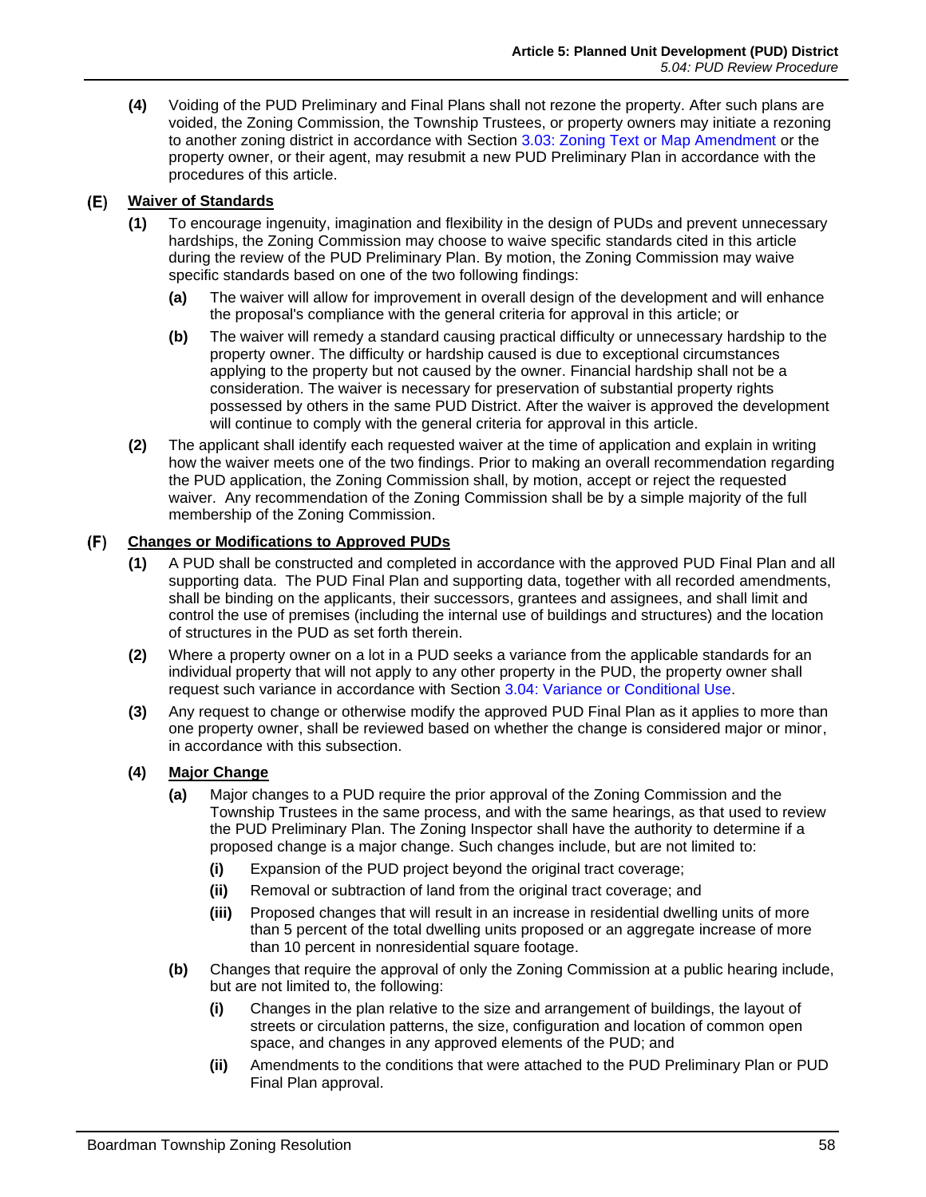**(4)** Voiding of the PUD Preliminary and Final Plans shall not rezone the property. After such plans are voided, the Zoning Commission, the Township Trustees, or property owners may initiate a rezoning to another zoning district in accordance with Section 3.03: Zoning Text or Map Amendment or the property owner, or their agent, may resubmit a new PUD Preliminary Plan in accordance with the procedures of this article.

### (E) Waiver of Standards

**(1)** To encourage ingenuity, imagination and flexibility in the design of PUDs and prevent unnecessary hardships, the Zoning Commission may choose to waive specific standards cited in this article during the review of the PUD Preliminary Plan. By motion, the Zoning Commission may waive specific standards based on one of the two following findings:

- **(a)** The waiver will allow for improvement in overall design of the development and will enhance the proposal's compliance with the general criteria for approval in this article; or
- **(b)** The waiver will remedy a standard causing practical difficulty or unnecessary hardship to the property owner. The difficulty or hardship caused is due to exceptional circumstances applying to the property but not caused by the owner. Financial hardship shall not be a consideration. The waiver is necessary for preservation of substantial property rights possessed by others in the same PUD District. After the waiver is approved the development will continue to comply with the general criteria for approval in this article.

**(2)** The applicant shall identify each requested waiver at the time of application and explain in writing how the waiver meets one of the two findings. Prior to making an overall recommendation regarding the PUD application, the Zoning Commission shall, by motion, accept or reject the requested waiver. Any recommendation of the Zoning Commission shall be by a simple majority of the full membership of the Zoning Commission.

### (F) Changes or Modifications to Approved PUDs

**(1)** A PUD shall be constructed and completed in accordance with the approved PUD Final Plan and all supporting data. The PUD Final Plan and supporting data, together with all recorded amendments, shall be binding on the applicants, their successors, grantees and assignees, and shall limit and control the use of premises (including the internal use of buildings and structures) and the location of structures in the PUD as set forth therein.

**(2)** Where a property owner on a lot in a PUD seeks a variance from the applicable standards for an individual property that will not apply to any other property in the PUD, the property owner shall request such variance in accordance with Section 3.04: Variance or Conditional Use.

**(3)** Any request to change or otherwise modify the approved PUD Final Plan as it applies to more than one property owner, shall be reviewed based on whether the change is considered major or minor, in accordance with this subsection.

**(4)** **Major Change**

- **(a)** Major changes to a PUD require the prior approval of the Zoning Commission and the Township Trustees in the same process, and with the same hearings, as that used to review the PUD Preliminary Plan. The Zoning Inspector shall have the authority to determine if a proposed change is a major change. Such changes include, but are not limited to:
  - **(i)** Expansion of the PUD project beyond the original tract coverage;
  - **(ii)** Removal or subtraction of land from the original tract coverage; and
  - **(iii)** Proposed changes that will result in an increase in residential dwelling units of more than 5 percent of the total dwelling units proposed or an aggregate increase of more than 10 percent in nonresidential square footage.
- **(b)** Changes that require the approval of only the Zoning Commission at a public hearing include, but are not limited to, the following:
  - **(i)** Changes in the plan relative to the size and arrangement of buildings, the layout of streets or circulation patterns, the size, configuration and location of common open space, and changes in any approved elements of the PUD; and
  - **(ii)** Amendments to the conditions that were attached to the PUD Preliminary Plan or PUD Final Plan approval.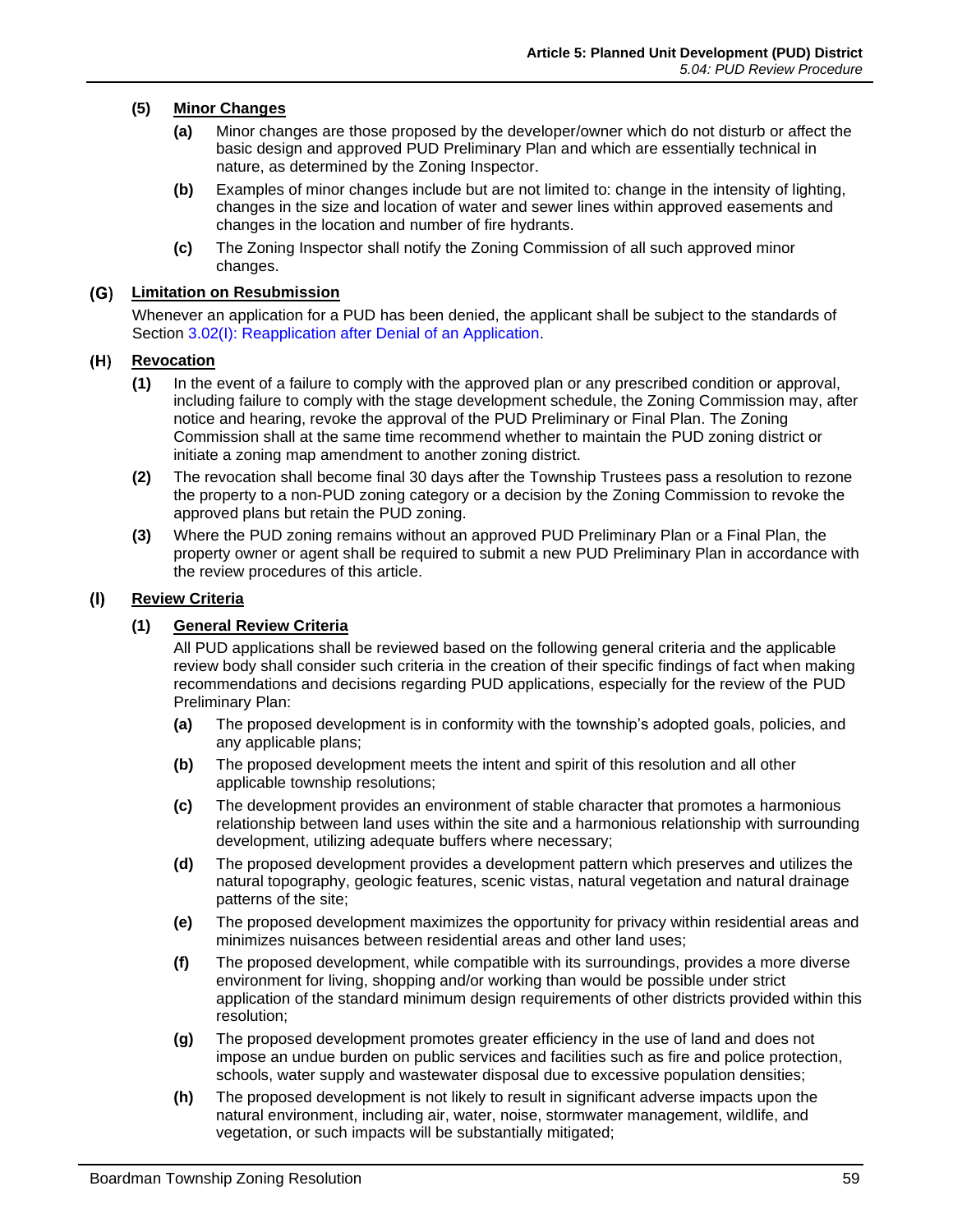**(5) Minor Changes**

- **(a)** Minor changes are those proposed by the developer/owner which do not disturb or affect the basic design and approved PUD Preliminary Plan and which are essentially technical in nature, as determined by the Zoning Inspector.
- **(b)** Examples of minor changes include but are not limited to: change in the intensity of lighting, changes in the size and location of water and sewer lines within approved easements and changes in the location and number of fire hydrants.
- **(c)** The Zoning Inspector shall notify the Zoning Commission of all such approved minor changes.

### (G) Limitation on Resubmission

Whenever an application for a PUD has been denied, the applicant shall be subject to the standards of Section 3.02(I): Reapplication after Denial of an Application.

### (H) Revocation

- **(1)** In the event of a failure to comply with the approved plan or any prescribed condition or approval, including failure to comply with the stage development schedule, the Zoning Commission may, after notice and hearing, revoke the approval of the PUD Preliminary or Final Plan. The Zoning Commission shall at the same time recommend whether to maintain the PUD zoning district or initiate a zoning map amendment to another zoning district.
- **(2)** The revocation shall become final 30 days after the Township Trustees pass a resolution to rezone the property to a non-PUD zoning category or a decision by the Zoning Commission to revoke the approved plans but retain the PUD zoning.
- **(3)** Where the PUD zoning remains without an approved PUD Preliminary Plan or a Final Plan, the property owner or agent shall be required to submit a new PUD Preliminary Plan in accordance with the review procedures of this article.

### (I) Review Criteria

**(1) General Review Criteria**

All PUD applications shall be reviewed based on the following general criteria and the applicable review body shall consider such criteria in the creation of their specific findings of fact when making recommendations and decisions regarding PUD applications, especially for the review of the PUD Preliminary Plan:

- **(a)** The proposed development is in conformity with the township's adopted goals, policies, and any applicable plans;
- **(b)** The proposed development meets the intent and spirit of this resolution and all other applicable township resolutions;
- **(c)** The development provides an environment of stable character that promotes a harmonious relationship between land uses within the site and a harmonious relationship with surrounding development, utilizing adequate buffers where necessary;
- **(d)** The proposed development provides a development pattern which preserves and utilizes the natural topography, geologic features, scenic vistas, natural vegetation and natural drainage patterns of the site;
- **(e)** The proposed development maximizes the opportunity for privacy within residential areas and minimizes nuisances between residential areas and other land uses;
- **(f)** The proposed development, while compatible with its surroundings, provides a more diverse environment for living, shopping and/or working than would be possible under strict application of the standard minimum design requirements of other districts provided within this resolution;
- **(g)** The proposed development promotes greater efficiency in the use of land and does not impose an undue burden on public services and facilities such as fire and police protection, schools, water supply and wastewater disposal due to excessive population densities;
- **(h)** The proposed development is not likely to result in significant adverse impacts upon the natural environment, including air, water, noise, stormwater management, wildlife, and vegetation, or such impacts will be substantially mitigated;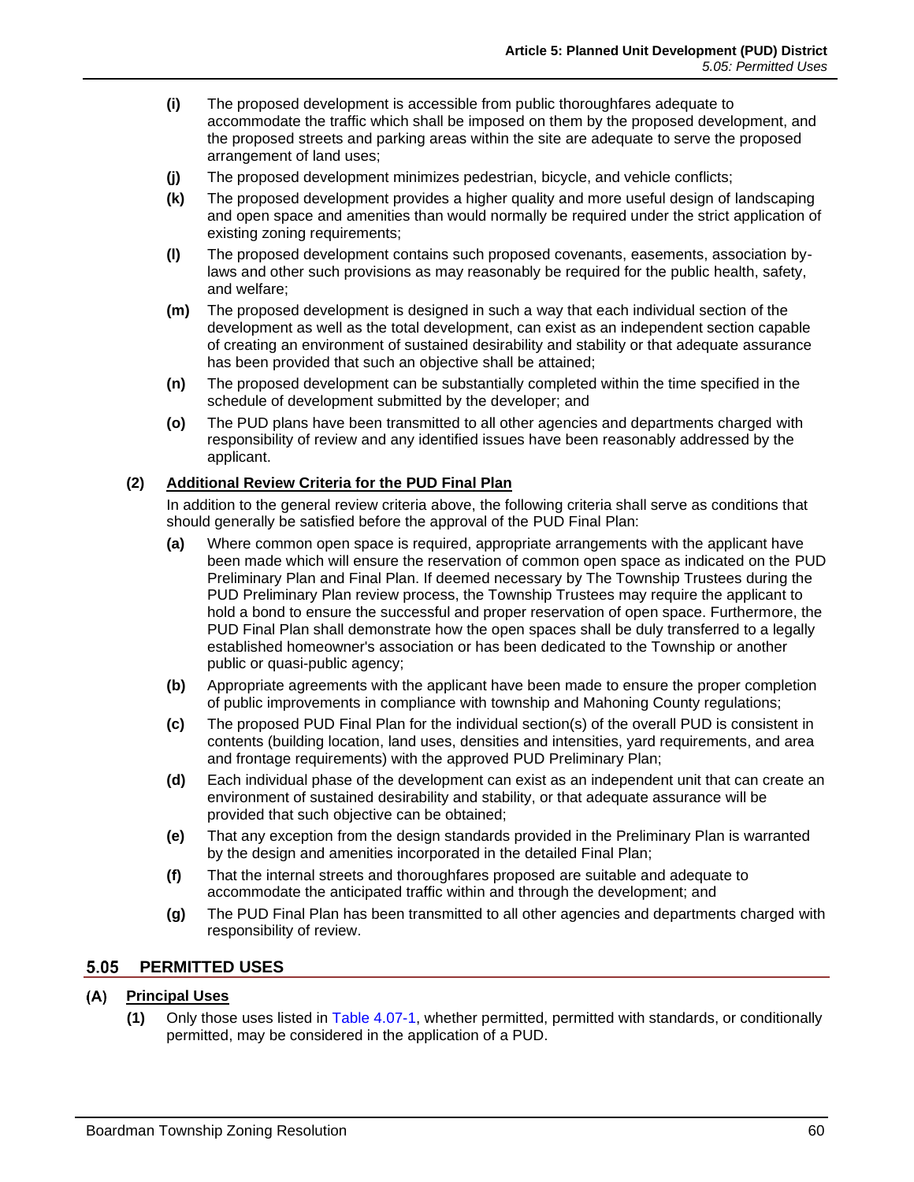- **(i)** The proposed development is accessible from public thoroughfares adequate to accommodate the traffic which shall be imposed on them by the proposed development, and the proposed streets and parking areas within the site are adequate to serve the proposed arrangement of land uses;
- **(j)** The proposed development minimizes pedestrian, bicycle, and vehicle conflicts;
- **(k)** The proposed development provides a higher quality and more useful design of landscaping and open space and amenities than would normally be required under the strict application of existing zoning requirements;
- **(l)** The proposed development contains such proposed covenants, easements, association by-laws and other such provisions as may reasonably be required for the public health, safety, and welfare;
- **(m)** The proposed development is designed in such a way that each individual section of the development as well as the total development, can exist as an independent section capable of creating an environment of sustained desirability and stability or that adequate assurance has been provided that such an objective shall be attained;
- **(n)** The proposed development can be substantially completed within the time specified in the schedule of development submitted by the developer; and
- **(o)** The PUD plans have been transmitted to all other agencies and departments charged with responsibility of review and any identified issues have been reasonably addressed by the applicant.

**(2) Additional Review Criteria for the PUD Final Plan**

In addition to the general review criteria above, the following criteria shall serve as conditions that should generally be satisfied before the approval of the PUD Final Plan:

- **(a)** Where common open space is required, appropriate arrangements with the applicant have been made which will ensure the reservation of common open space as indicated on the PUD Preliminary Plan and Final Plan. If deemed necessary by The Township Trustees during the PUD Preliminary Plan review process, the Township Trustees may require the applicant to hold a bond to ensure the successful and proper reservation of open space. Furthermore, the PUD Final Plan shall demonstrate how the open spaces shall be duly transferred to a legally established homeowner's association or has been dedicated to the Township or another public or quasi-public agency;
- **(b)** Appropriate agreements with the applicant have been made to ensure the proper completion of public improvements in compliance with township and Mahoning County regulations;
- **(c)** The proposed PUD Final Plan for the individual section(s) of the overall PUD is consistent in contents (building location, land uses, densities and intensities, yard requirements, and area and frontage requirements) with the approved PUD Preliminary Plan;
- **(d)** Each individual phase of the development can exist as an independent unit that can create an environment of sustained desirability and stability, or that adequate assurance will be provided that such objective can be obtained;
- **(e)** That any exception from the design standards provided in the Preliminary Plan is warranted by the design and amenities incorporated in the detailed Final Plan;
- **(f)** That the internal streets and thoroughfares proposed are suitable and adequate to accommodate the anticipated traffic within and through the development; and
- **(g)** The PUD Final Plan has been transmitted to all other agencies and departments charged with responsibility of review.

## 5.05 PERMITTED USES

### (A) Principal Uses

**(1)** Only those uses listed in Table 4.07-1, whether permitted, permitted with standards, or conditionally permitted, may be considered in the application of a PUD.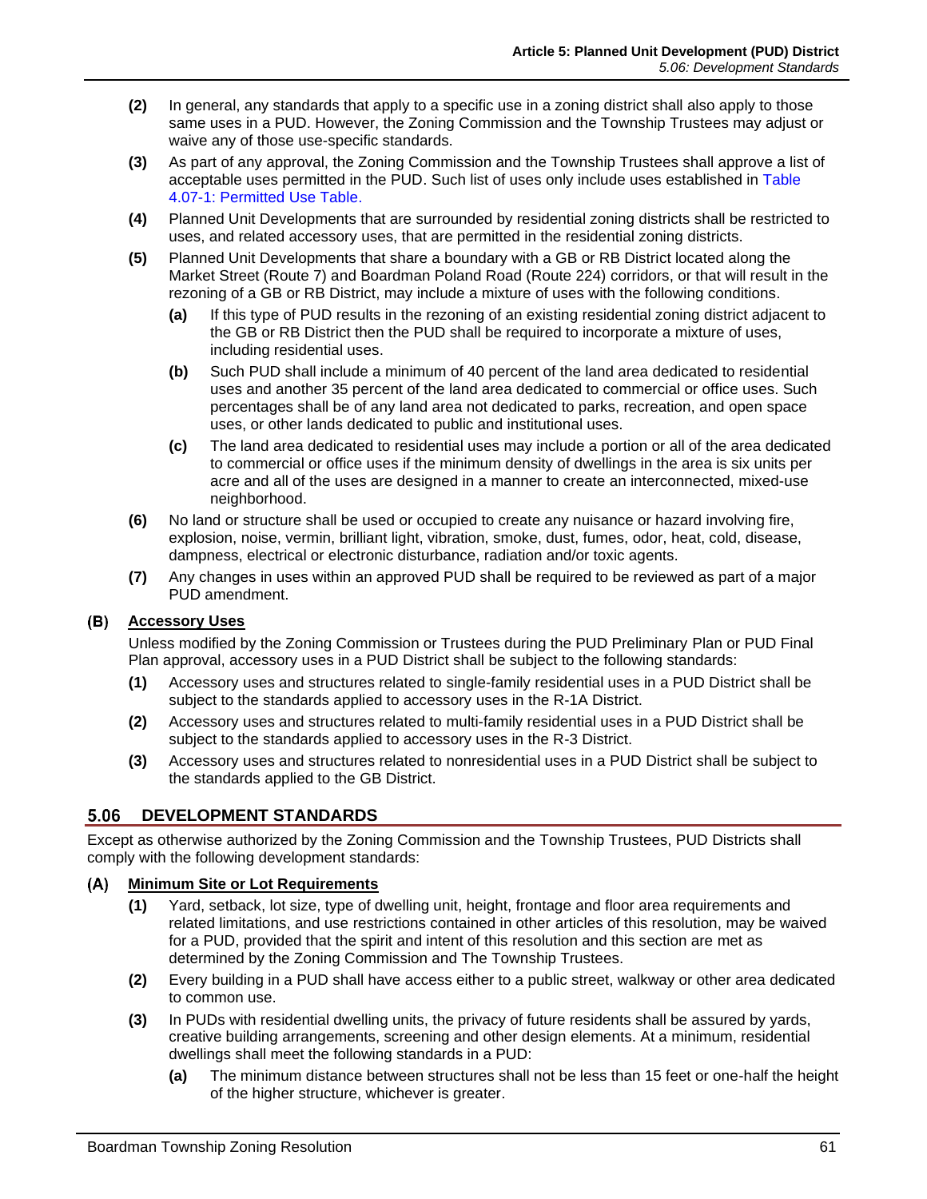**(2)** In general, any standards that apply to a specific use in a zoning district shall also apply to those same uses in a PUD. However, the Zoning Commission and the Township Trustees may adjust or waive any of those use-specific standards.

**(3)** As part of any approval, the Zoning Commission and the Township Trustees shall approve a list of acceptable uses permitted in the PUD. Such list of uses only include uses established in Table 4.07-1: Permitted Use Table.

**(4)** Planned Unit Developments that are surrounded by residential zoning districts shall be restricted to uses, and related accessory uses, that are permitted in the residential zoning districts.

**(5)** Planned Unit Developments that share a boundary with a GB or RB District located along the Market Street (Route 7) and Boardman Poland Road (Route 224) corridors, or that will result in the rezoning of a GB or RB District, may include a mixture of uses with the following conditions.

- **(a)** If this type of PUD results in the rezoning of an existing residential zoning district adjacent to the GB or RB District then the PUD shall be required to incorporate a mixture of uses, including residential uses.
- **(b)** Such PUD shall include a minimum of 40 percent of the land area dedicated to residential uses and another 35 percent of the land area dedicated to commercial or office uses. Such percentages shall be of any land area not dedicated to parks, recreation, and open space uses, or other lands dedicated to public and institutional uses.
- **(c)** The land area dedicated to residential uses may include a portion or all of the area dedicated to commercial or office uses if the minimum density of dwellings in the area is six units per acre and all of the uses are designed in a manner to create an interconnected, mixed-use neighborhood.

**(6)** No land or structure shall be used or occupied to create any nuisance or hazard involving fire, explosion, noise, vermin, brilliant light, vibration, smoke, dust, fumes, odor, heat, cold, disease, dampness, electrical or electronic disturbance, radiation and/or toxic agents.

**(7)** Any changes in uses within an approved PUD shall be required to be reviewed as part of a major PUD amendment.

### (B) Accessory Uses

Unless modified by the Zoning Commission or Trustees during the PUD Preliminary Plan or PUD Final Plan approval, accessory uses in a PUD District shall be subject to the following standards:

**(1)** Accessory uses and structures related to single-family residential uses in a PUD District shall be subject to the standards applied to accessory uses in the R-1A District.

**(2)** Accessory uses and structures related to multi-family residential uses in a PUD District shall be subject to the standards applied to accessory uses in the R-3 District.

**(3)** Accessory uses and structures related to nonresidential uses in a PUD District shall be subject to the standards applied to the GB District.

## 5.06 DEVELOPMENT STANDARDS

Except as otherwise authorized by the Zoning Commission and the Township Trustees, PUD Districts shall comply with the following development standards:

### (A) Minimum Site or Lot Requirements

**(1)** Yard, setback, lot size, type of dwelling unit, height, frontage and floor area requirements and related limitations, and use restrictions contained in other articles of this resolution, may be waived for a PUD, provided that the spirit and intent of this resolution and this section are met as determined by the Zoning Commission and The Township Trustees.

**(2)** Every building in a PUD shall have access either to a public street, walkway or other area dedicated to common use.

**(3)** In PUDs with residential dwelling units, the privacy of future residents shall be assured by yards, creative building arrangements, screening and other design elements. At a minimum, residential dwellings shall meet the following standards in a PUD:

- **(a)** The minimum distance between structures shall not be less than 15 feet or one-half the height of the higher structure, whichever is greater.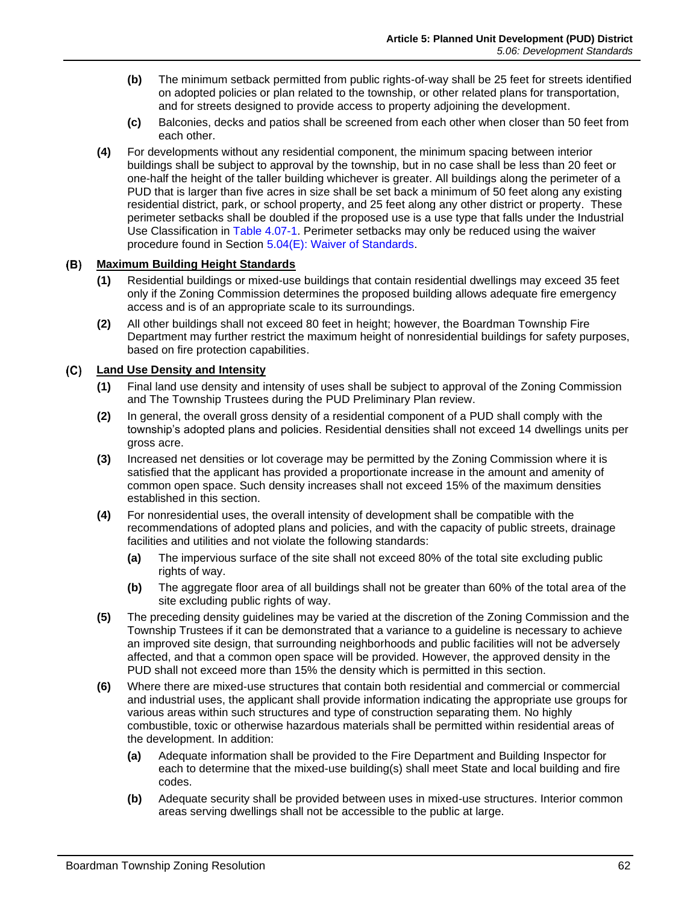**(b)** The minimum setback permitted from public rights-of-way shall be 25 feet for streets identified on adopted policies or plan related to the township, or other related plans for transportation, and for streets designed to provide access to property adjoining the development.

**(c)** Balconies, decks and patios shall be screened from each other when closer than 50 feet from each other.

**(4)** For developments without any residential component, the minimum spacing between interior buildings shall be subject to approval by the township, but in no case shall be less than 20 feet or one-half the height of the taller building whichever is greater. All buildings along the perimeter of a PUD that is larger than five acres in size shall be set back a minimum of 50 feet along any existing residential district, park, or school property, and 25 feet along any other district or property. These perimeter setbacks shall be doubled if the proposed use is a use type that falls under the Industrial Use Classification in Table 4.07-1. Perimeter setbacks may only be reduced using the waiver procedure found in Section 5.04(E): Waiver of Standards.

## (B) Maximum Building Height Standards

**(1)** Residential buildings or mixed-use buildings that contain residential dwellings may exceed 35 feet only if the Zoning Commission determines the proposed building allows adequate fire emergency access and is of an appropriate scale to its surroundings.

**(2)** All other buildings shall not exceed 80 feet in height; however, the Boardman Township Fire Department may further restrict the maximum height of nonresidential buildings for safety purposes, based on fire protection capabilities.

## (C) Land Use Density and Intensity

**(1)** Final land use density and intensity of uses shall be subject to approval of the Zoning Commission and The Township Trustees during the PUD Preliminary Plan review.

**(2)** In general, the overall gross density of a residential component of a PUD shall comply with the township's adopted plans and policies. Residential densities shall not exceed 14 dwellings units per gross acre.

**(3)** Increased net densities or lot coverage may be permitted by the Zoning Commission where it is satisfied that the applicant has provided a proportionate increase in the amount and amenity of common open space. Such density increases shall not exceed 15% of the maximum densities established in this section.

**(4)** For nonresidential uses, the overall intensity of development shall be compatible with the recommendations of adopted plans and policies, and with the capacity of public streets, drainage facilities and utilities and not violate the following standards:

**(a)** The impervious surface of the site shall not exceed 80% of the total site excluding public rights of way.

**(b)** The aggregate floor area of all buildings shall not be greater than 60% of the total area of the site excluding public rights of way.

**(5)** The preceding density guidelines may be varied at the discretion of the Zoning Commission and the Township Trustees if it can be demonstrated that a variance to a guideline is necessary to achieve an improved site design, that surrounding neighborhoods and public facilities will not be adversely affected, and that a common open space will be provided. However, the approved density in the PUD shall not exceed more than 15% the density which is permitted in this section.

**(6)** Where there are mixed-use structures that contain both residential and commercial or commercial and industrial uses, the applicant shall provide information indicating the appropriate use groups for various areas within such structures and type of construction separating them. No highly combustible, toxic or otherwise hazardous materials shall be permitted within residential areas of the development. In addition:

**(a)** Adequate information shall be provided to the Fire Department and Building Inspector for each to determine that the mixed-use building(s) shall meet State and local building and fire codes.

**(b)** Adequate security shall be provided between uses in mixed-use structures. Interior common areas serving dwellings shall not be accessible to the public at large.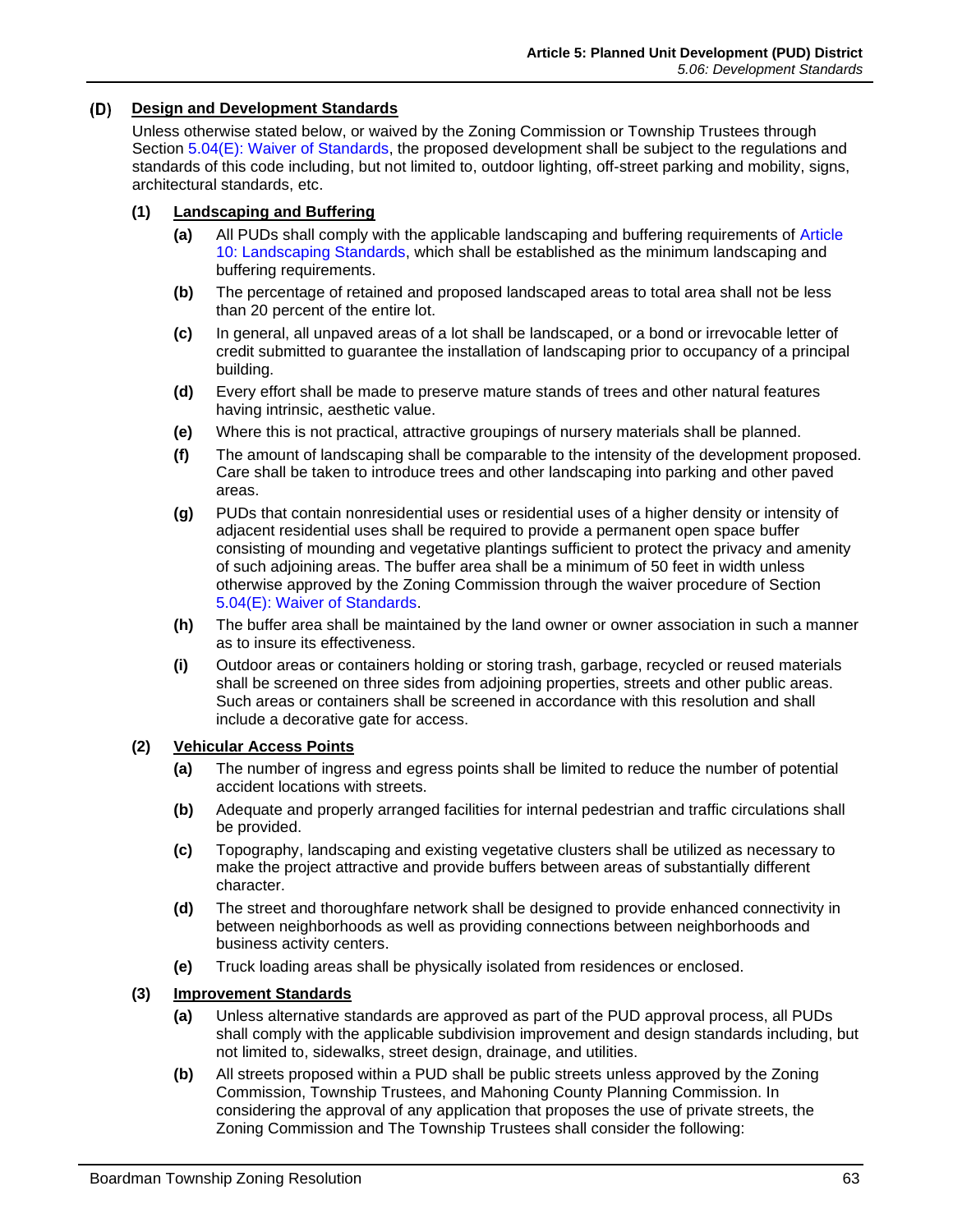### (D) Design and Development Standards

Unless otherwise stated below, or waived by the Zoning Commission or Township Trustees through Section 5.04(E): Waiver of Standards, the proposed development shall be subject to the regulations and standards of this code including, but not limited to, outdoor lighting, off-street parking and mobility, signs, architectural standards, etc.

#### (1) Landscaping and Buffering

- **(a)** All PUDs shall comply with the applicable landscaping and buffering requirements of Article 10: Landscaping Standards, which shall be established as the minimum landscaping and buffering requirements.
- **(b)** The percentage of retained and proposed landscaped areas to total area shall not be less than 20 percent of the entire lot.
- **(c)** In general, all unpaved areas of a lot shall be landscaped, or a bond or irrevocable letter of credit submitted to guarantee the installation of landscaping prior to occupancy of a principal building.
- **(d)** Every effort shall be made to preserve mature stands of trees and other natural features having intrinsic, aesthetic value.
- **(e)** Where this is not practical, attractive groupings of nursery materials shall be planned.
- **(f)** The amount of landscaping shall be comparable to the intensity of the development proposed. Care shall be taken to introduce trees and other landscaping into parking and other paved areas.
- **(g)** PUDs that contain nonresidential uses or residential uses of a higher density or intensity of adjacent residential uses shall be required to provide a permanent open space buffer consisting of mounding and vegetative plantings sufficient to protect the privacy and amenity of such adjoining areas. The buffer area shall be a minimum of 50 feet in width unless otherwise approved by the Zoning Commission through the waiver procedure of Section 5.04(E): Waiver of Standards.
- **(h)** The buffer area shall be maintained by the land owner or owner association in such a manner as to insure its effectiveness.
- **(i)** Outdoor areas or containers holding or storing trash, garbage, recycled or reused materials shall be screened on three sides from adjoining properties, streets and other public areas. Such areas or containers shall be screened in accordance with this resolution and shall include a decorative gate for access.

#### (2) Vehicular Access Points

- **(a)** The number of ingress and egress points shall be limited to reduce the number of potential accident locations with streets.
- **(b)** Adequate and properly arranged facilities for internal pedestrian and traffic circulations shall be provided.
- **(c)** Topography, landscaping and existing vegetative clusters shall be utilized as necessary to make the project attractive and provide buffers between areas of substantially different character.
- **(d)** The street and thoroughfare network shall be designed to provide enhanced connectivity in between neighborhoods as well as providing connections between neighborhoods and business activity centers.
- **(e)** Truck loading areas shall be physically isolated from residences or enclosed.

#### (3) Improvement Standards

- **(a)** Unless alternative standards are approved as part of the PUD approval process, all PUDs shall comply with the applicable subdivision improvement and design standards including, but not limited to, sidewalks, street design, drainage, and utilities.
- **(b)** All streets proposed within a PUD shall be public streets unless approved by the Zoning Commission, Township Trustees, and Mahoning County Planning Commission. In considering the approval of any application that proposes the use of private streets, the Zoning Commission and The Township Trustees shall consider the following: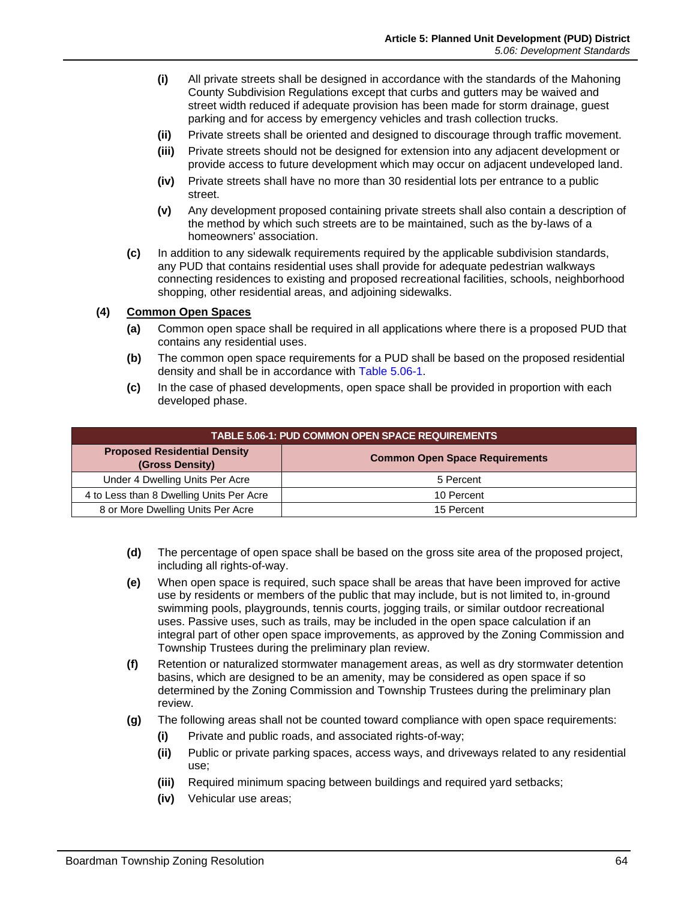- **(i)** All private streets shall be designed in accordance with the standards of the Mahoning County Subdivision Regulations except that curbs and gutters may be waived and street width reduced if adequate provision has been made for storm drainage, guest parking and for access by emergency vehicles and trash collection trucks.
- **(ii)** Private streets shall be oriented and designed to discourage through traffic movement.
- **(iii)** Private streets should not be designed for extension into any adjacent development or provide access to future development which may occur on adjacent undeveloped land.
- **(iv)** Private streets shall have no more than 30 residential lots per entrance to a public street.
- **(v)** Any development proposed containing private streets shall also contain a description of the method by which such streets are to be maintained, such as the by-laws of a homeowners' association.

**(c)** In addition to any sidewalk requirements required by the applicable subdivision standards, any PUD that contains residential uses shall provide for adequate pedestrian walkways connecting residences to existing and proposed recreational facilities, schools, neighborhood shopping, other residential areas, and adjoining sidewalks.

**(4) Common Open Spaces**

**(a)** Common open space shall be required in all applications where there is a proposed PUD that contains any residential uses.

**(b)** The common open space requirements for a PUD shall be based on the proposed residential density and shall be in accordance with Table 5.06-1.

**(c)** In the case of phased developments, open space shall be provided in proportion with each developed phase.

**TABLE 5.06-1: PUD COMMON OPEN SPACE REQUIREMENTS**

| Proposed Residential Density (Gross Density) | Common Open Space Requirements |
|---|---|
| Under 4 Dwelling Units Per Acre | 5 Percent |
| 4 to Less than 8 Dwelling Units Per Acre | 10 Percent |
| 8 or More Dwelling Units Per Acre | 15 Percent |

**(d)** The percentage of open space shall be based on the gross site area of the proposed project, including all rights-of-way.

**(e)** When open space is required, such space shall be areas that have been improved for active use by residents or members of the public that may include, but is not limited to, in-ground swimming pools, playgrounds, tennis courts, jogging trails, or similar outdoor recreational uses. Passive uses, such as trails, may be included in the open space calculation if an integral part of other open space improvements, as approved by the Zoning Commission and Township Trustees during the preliminary plan review.

**(f)** Retention or naturalized stormwater management areas, as well as dry stormwater detention basins, which are designed to be an amenity, may be considered as open space if so determined by the Zoning Commission and Township Trustees during the preliminary plan review.

**(g)** The following areas shall not be counted toward compliance with open space requirements:

- **(i)** Private and public roads, and associated rights-of-way;
- **(ii)** Public or private parking spaces, access ways, and driveways related to any residential use;
- **(iii)** Required minimum spacing between buildings and required yard setbacks;
- **(iv)** Vehicular use areas;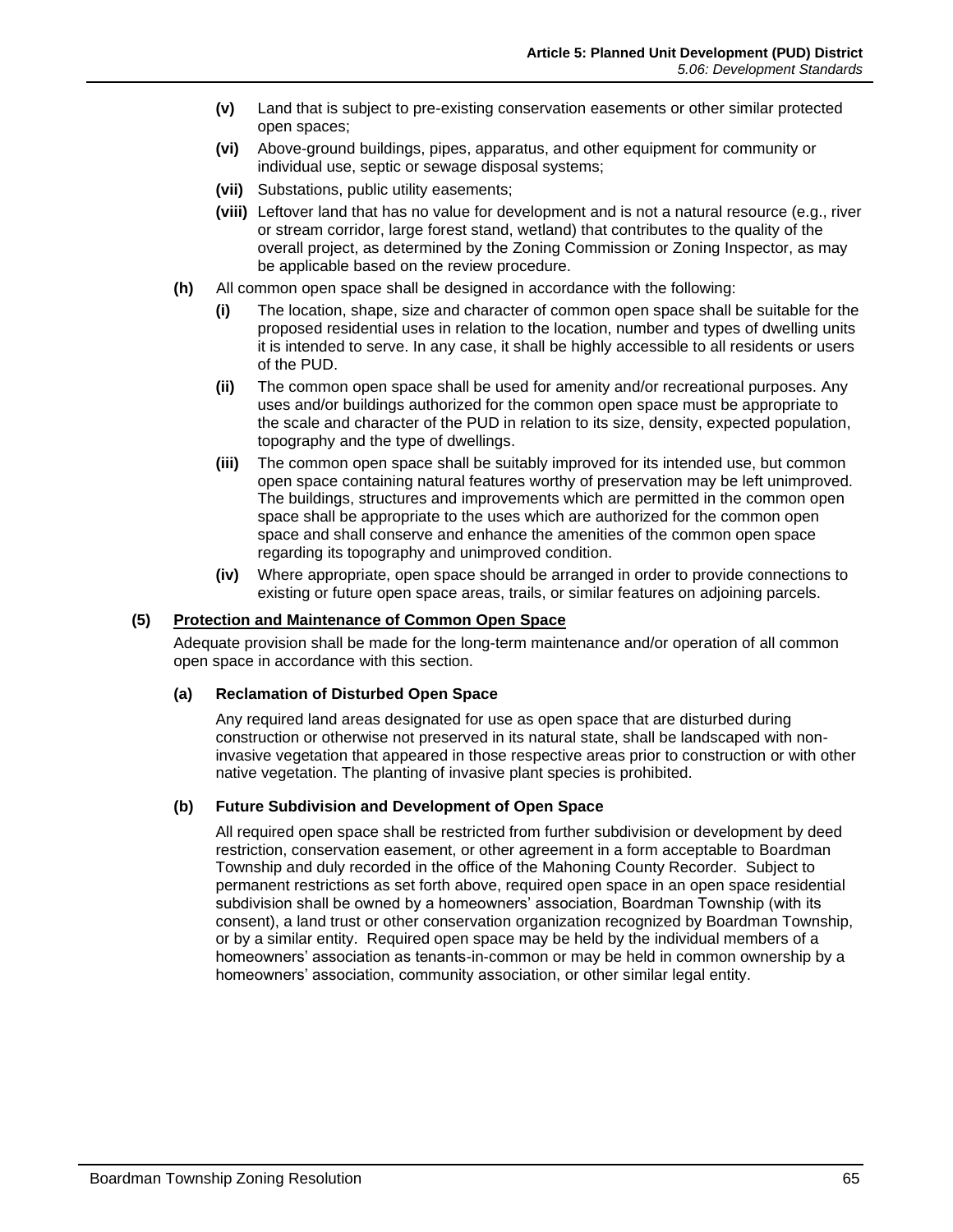- **(v)** Land that is subject to pre-existing conservation easements or other similar protected open spaces;
- **(vi)** Above-ground buildings, pipes, apparatus, and other equipment for community or individual use, septic or sewage disposal systems;
- **(vii)** Substations, public utility easements;
- **(viii)** Leftover land that has no value for development and is not a natural resource (e.g., river or stream corridor, large forest stand, wetland) that contributes to the quality of the overall project, as determined by the Zoning Commission or Zoning Inspector, as may be applicable based on the review procedure.

**(h)** All common open space shall be designed in accordance with the following:

- **(i)** The location, shape, size and character of common open space shall be suitable for the proposed residential uses in relation to the location, number and types of dwelling units it is intended to serve. In any case, it shall be highly accessible to all residents or users of the PUD.
- **(ii)** The common open space shall be used for amenity and/or recreational purposes. Any uses and/or buildings authorized for the common open space must be appropriate to the scale and character of the PUD in relation to its size, density, expected population, topography and the type of dwellings.
- **(iii)** The common open space shall be suitably improved for its intended use, but common open space containing natural features worthy of preservation may be left unimproved. The buildings, structures and improvements which are permitted in the common open space shall be appropriate to the uses which are authorized for the common open space and shall conserve and enhance the amenities of the common open space regarding its topography and unimproved condition.
- **(iv)** Where appropriate, open space should be arranged in order to provide connections to existing or future open space areas, trails, or similar features on adjoining parcels.

### (5) Protection and Maintenance of Common Open Space

Adequate provision shall be made for the long-term maintenance and/or operation of all common open space in accordance with this section.

#### (a) Reclamation of Disturbed Open Space

Any required land areas designated for use as open space that are disturbed during construction or otherwise not preserved in its natural state, shall be landscaped with non-invasive vegetation that appeared in those respective areas prior to construction or with other native vegetation. The planting of invasive plant species is prohibited.

#### (b) Future Subdivision and Development of Open Space

All required open space shall be restricted from further subdivision or development by deed restriction, conservation easement, or other agreement in a form acceptable to Boardman Township and duly recorded in the office of the Mahoning County Recorder. Subject to permanent restrictions as set forth above, required open space in an open space residential subdivision shall be owned by a homeowners' association, Boardman Township (with its consent), a land trust or other conservation organization recognized by Boardman Township, or by a similar entity. Required open space may be held by the individual members of a homeowners' association as tenants-in-common or may be held in common ownership by a homeowners' association, community association, or other similar legal entity.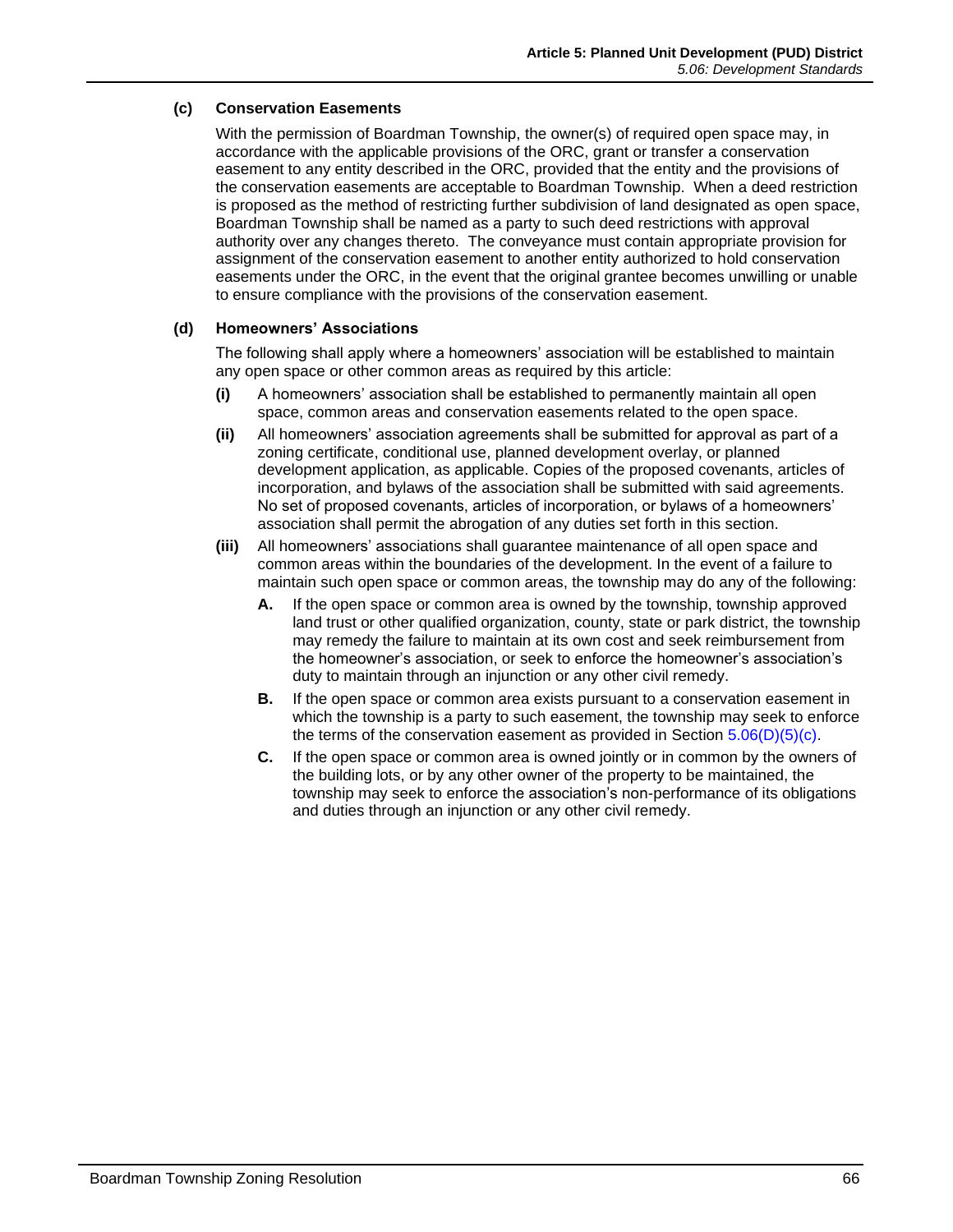#### (c) Conservation Easements

With the permission of Boardman Township, the owner(s) of required open space may, in accordance with the applicable provisions of the ORC, grant or transfer a conservation easement to any entity described in the ORC, provided that the entity and the provisions of the conservation easements are acceptable to Boardman Township. When a deed restriction is proposed as the method of restricting further subdivision of land designated as open space, Boardman Township shall be named as a party to such deed restrictions with approval authority over any changes thereto. The conveyance must contain appropriate provision for assignment of the conservation easement to another entity authorized to hold conservation easements under the ORC, in the event that the original grantee becomes unwilling or unable to ensure compliance with the provisions of the conservation easement.

#### (d) Homeowners' Associations

The following shall apply where a homeowners' association will be established to maintain any open space or other common areas as required by this article:

**(i)** A homeowners' association shall be established to permanently maintain all open space, common areas and conservation easements related to the open space.

**(ii)** All homeowners' association agreements shall be submitted for approval as part of a zoning certificate, conditional use, planned development overlay, or planned development application, as applicable. Copies of the proposed covenants, articles of incorporation, and bylaws of the association shall be submitted with said agreements. No set of proposed covenants, articles of incorporation, or bylaws of a homeowners' association shall permit the abrogation of any duties set forth in this section.

**(iii)** All homeowners' associations shall guarantee maintenance of all open space and common areas within the boundaries of the development. In the event of a failure to maintain such open space or common areas, the township may do any of the following:

- **A.** If the open space or common area is owned by the township, township approved land trust or other qualified organization, county, state or park district, the township may remedy the failure to maintain at its own cost and seek reimbursement from the homeowner's association, or seek to enforce the homeowner's association's duty to maintain through an injunction or any other civil remedy.
- **B.** If the open space or common area exists pursuant to a conservation easement in which the township is a party to such easement, the township may seek to enforce the terms of the conservation easement as provided in Section 5.06(D)(5)(c).
- **C.** If the open space or common area is owned jointly or in common by the owners of the building lots, or by any other owner of the property to be maintained, the township may seek to enforce the association's non-performance of its obligations and duties through an injunction or any other civil remedy.